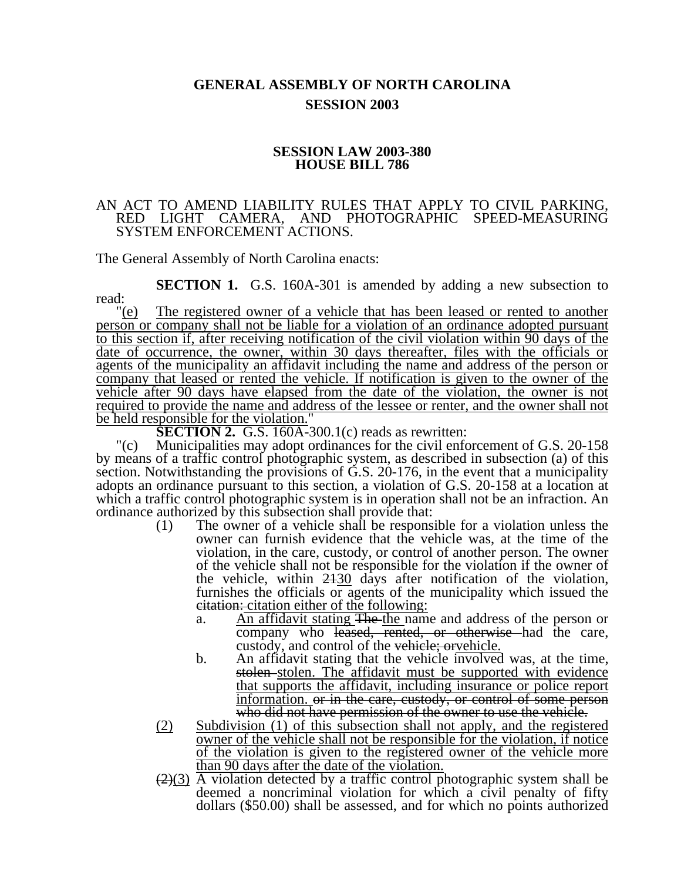# GENERAL ASSEMBLY OF NORTH CAROLINA
## SESSION 2003

### SESSION LAW 2003-380
### HOUSE BILL 786

AN ACT TO AMEND LIABILITY RULES THAT APPLY TO CIVIL PARKING, RED LIGHT CAMERA, AND PHOTOGRAPHIC SPEED-MEASURING SYSTEM ENFORCEMENT ACTIONS.

The General Assembly of North Carolina enacts:

**SECTION 1.** G.S. 160A-301 is amended by adding a new subsection to read:

"(e) The registered owner of a vehicle that has been leased or rented to another person or company shall not be liable for a violation of an ordinance adopted pursuant to this section if, after receiving notification of the civil violation within 90 days of the date of occurrence, the owner, within 30 days thereafter, files with the officials or agents of the municipality an affidavit including the name and address of the person or company that leased or rented the vehicle. If notification is given to the owner of the vehicle after 90 days have elapsed from the date of the violation, the owner is not required to provide the name and address of the lessee or renter, and the owner shall not be held responsible for the violation."

**SECTION 2.** G.S. 160A-300.1(c) reads as rewritten:

"(c) Municipalities may adopt ordinances for the civil enforcement of G.S. 20-158 by means of a traffic control photographic system, as described in subsection (a) of this section. Notwithstanding the provisions of G.S. 20-176, in the event that a municipality adopts an ordinance pursuant to this section, a violation of G.S. 20-158 at a location at which a traffic control photographic system is in operation shall not be an infraction. An ordinance authorized by this subsection shall provide that:

(1) The owner of a vehicle shall be responsible for a violation unless the owner can furnish evidence that the vehicle was, at the time of the violation, in the care, custody, or control of another person. The owner of the vehicle shall not be responsible for the violation if the owner of the vehicle, within ~~21~~30 days after notification of the violation, furnishes the officials or agents of the municipality which issued the ~~citation:~~ citation either of the following:

a. An affidavit stating ~~The~~ the name and address of the person or company who ~~leased, rented, or otherwise~~ had the care, custody, and control of the ~~vehicle; or~~vehicle.

b. An affidavit stating that the vehicle involved was, at the time, ~~stolen~~ stolen. The affidavit must be supported with evidence that supports the affidavit, including insurance or police report information. ~~or in the care, custody, or control of some person who did not have permission of the owner to use the vehicle.~~

(2) Subdivision (1) of this subsection shall not apply, and the registered owner of the vehicle shall not be responsible for the violation, if notice of the violation is given to the registered owner of the vehicle more than 90 days after the date of the violation.

~~(2)~~(3) A violation detected by a traffic control photographic system shall be deemed a noncriminal violation for which a civil penalty of fifty dollars ($50.00) shall be assessed, and for which no points authorized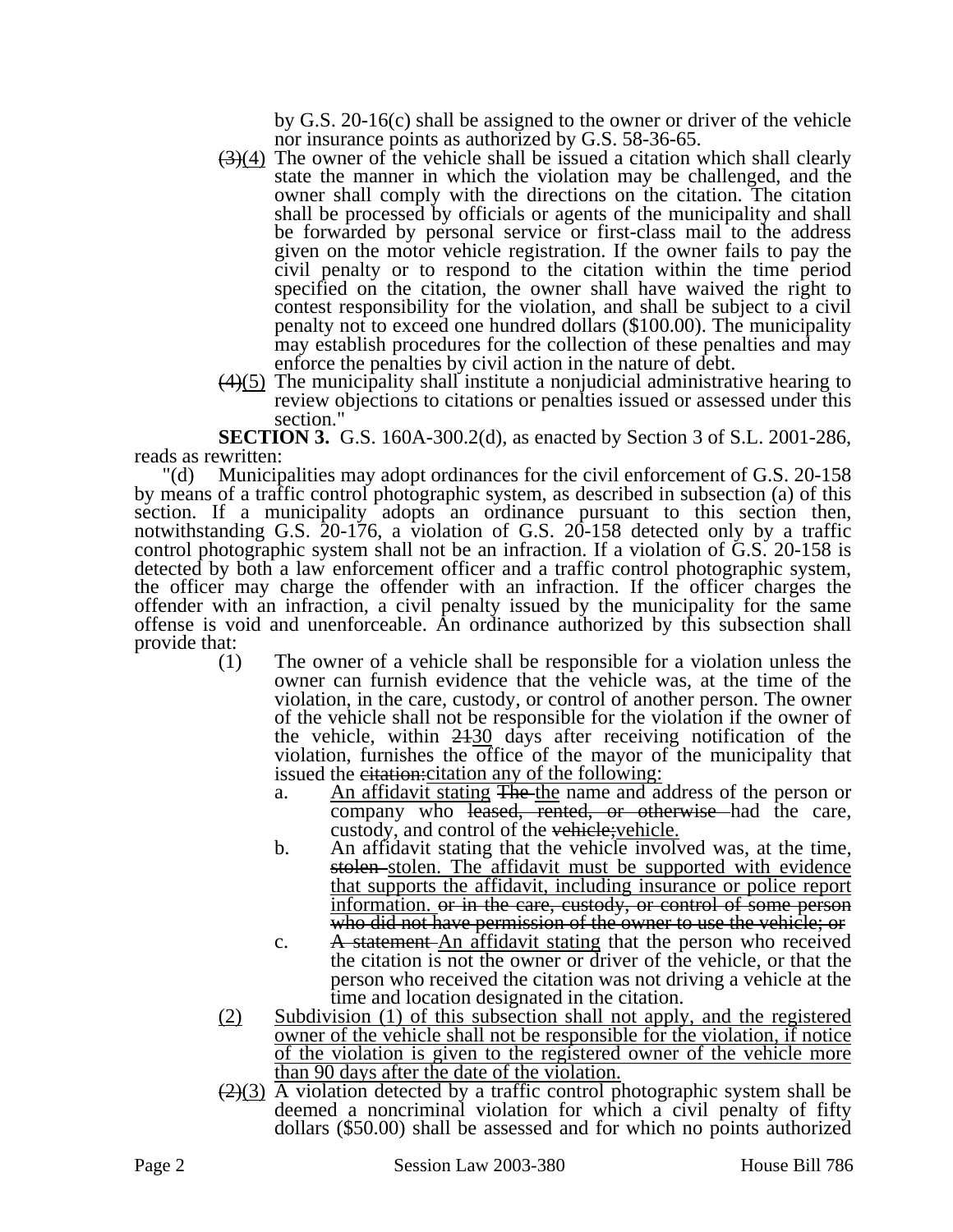by G.S. 20-16(c) shall be assigned to the owner or driver of the vehicle nor insurance points as authorized by G.S. 58-36-65.

~~(3)~~(4) The owner of the vehicle shall be issued a citation which shall clearly state the manner in which the violation may be challenged, and the owner shall comply with the directions on the citation. The citation shall be processed by officials or agents of the municipality and shall be forwarded by personal service or first-class mail to the address given on the motor vehicle registration. If the owner fails to pay the civil penalty or to respond to the citation within the time period specified on the citation, the owner shall have waived the right to contest responsibility for the violation, and shall be subject to a civil penalty not to exceed one hundred dollars ($100.00). The municipality may establish procedures for the collection of these penalties and may enforce the penalties by civil action in the nature of debt.

~~(4)~~(5) The municipality shall institute a nonjudicial administrative hearing to review objections to citations or penalties issued or assessed under this section."

**SECTION 3.** G.S. 160A-300.2(d), as enacted by Section 3 of S.L. 2001-286, reads as rewritten:

"(d) Municipalities may adopt ordinances for the civil enforcement of G.S. 20-158 by means of a traffic control photographic system, as described in subsection (a) of this section. If a municipality adopts an ordinance pursuant to this section then, notwithstanding G.S. 20-176, a violation of G.S. 20-158 detected only by a traffic control photographic system shall not be an infraction. If a violation of G.S. 20-158 is detected by both a law enforcement officer and a traffic control photographic system, the officer may charge the offender with an infraction. If the officer charges the offender with an infraction, a civil penalty issued by the municipality for the same offense is void and unenforceable. An ordinance authorized by this subsection shall provide that:

(1) The owner of a vehicle shall be responsible for a violation unless the owner can furnish evidence that the vehicle was, at the time of the violation, in the care, custody, or control of another person. The owner of the vehicle shall not be responsible for the violation if the owner of the vehicle, within ~~21~~30 days after receiving notification of the violation, furnishes the office of the mayor of the municipality that issued the ~~citation:~~citation any of the following:

a. An affidavit stating ~~The~~ the name and address of the person or company who ~~leased, rented, or otherwise~~ had the care, custody, and control of the ~~vehicle;~~vehicle.

b. An affidavit stating that the vehicle involved was, at the time, ~~stolen~~ stolen. The affidavit must be supported with evidence that supports the affidavit, including insurance or police report information. ~~or in the care, custody, or control of some person who did not have permission of the owner to use the vehicle; or~~

c. ~~A statement~~ An affidavit stating that the person who received the citation is not the owner or driver of the vehicle, or that the person who received the citation was not driving a vehicle at the time and location designated in the citation.

(2) Subdivision (1) of this subsection shall not apply, and the registered owner of the vehicle shall not be responsible for the violation, if notice of the violation is given to the registered owner of the vehicle more than 90 days after the date of the violation.

~~(2)~~(3) A violation detected by a traffic control photographic system shall be deemed a noncriminal violation for which a civil penalty of fifty dollars ($50.00) shall be assessed and for which no points authorized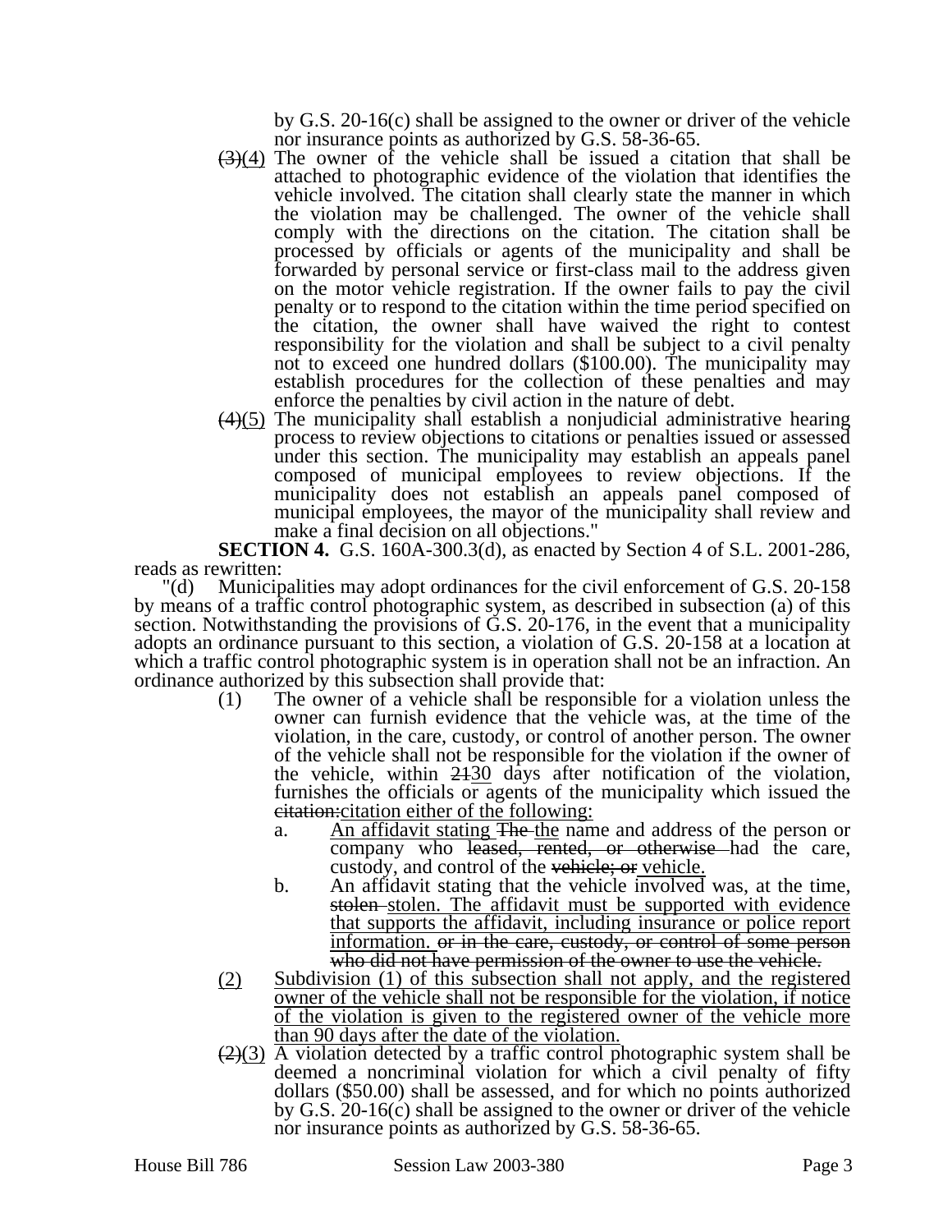by G.S. 20-16(c) shall be assigned to the owner or driver of the vehicle nor insurance points as authorized by G.S. 58-36-65.

~~(3)~~(4) The owner of the vehicle shall be issued a citation that shall be attached to photographic evidence of the violation that identifies the vehicle involved. The citation shall clearly state the manner in which the violation may be challenged. The owner of the vehicle shall comply with the directions on the citation. The citation shall be processed by officials or agents of the municipality and shall be forwarded by personal service or first-class mail to the address given on the motor vehicle registration. If the owner fails to pay the civil penalty or to respond to the citation within the time period specified on the citation, the owner shall have waived the right to contest responsibility for the violation and shall be subject to a civil penalty not to exceed one hundred dollars ($100.00). The municipality may establish procedures for the collection of these penalties and may enforce the penalties by civil action in the nature of debt.

~~(4)~~(5) The municipality shall establish a nonjudicial administrative hearing process to review objections to citations or penalties issued or assessed under this section. The municipality may establish an appeals panel composed of municipal employees to review objections. If the municipality does not establish an appeals panel composed of municipal employees, the mayor of the municipality shall review and make a final decision on all objections."

**SECTION 4.** G.S. 160A-300.3(d), as enacted by Section 4 of S.L. 2001-286, reads as rewritten:

"(d) Municipalities may adopt ordinances for the civil enforcement of G.S. 20-158 by means of a traffic control photographic system, as described in subsection (a) of this section. Notwithstanding the provisions of G.S. 20-176, in the event that a municipality adopts an ordinance pursuant to this section, a violation of G.S. 20-158 at a location at which a traffic control photographic system is in operation shall not be an infraction. An ordinance authorized by this subsection shall provide that:

(1) The owner of a vehicle shall be responsible for a violation unless the owner can furnish evidence that the vehicle was, at the time of the violation, in the care, custody, or control of another person. The owner of the vehicle shall not be responsible for the violation if the owner of the vehicle, within ~~21~~30 days after notification of the violation, furnishes the officials or agents of the municipality which issued the ~~citation:~~citation either of the following:

a. An affidavit stating ~~The~~ the name and address of the person or company who ~~leased, rented, or otherwise~~ had the care, custody, and control of the ~~vehicle; or~~ vehicle.

b. An affidavit stating that the vehicle involved was, at the time, ~~stolen~~ stolen. The affidavit must be supported with evidence that supports the affidavit, including insurance or police report information. ~~or in the care, custody, or control of some person who did not have permission of the owner to use the vehicle.~~

(2) Subdivision (1) of this subsection shall not apply, and the registered owner of the vehicle shall not be responsible for the violation, if notice of the violation is given to the registered owner of the vehicle more than 90 days after the date of the violation.

~~(2)~~(3) A violation detected by a traffic control photographic system shall be deemed a noncriminal violation for which a civil penalty of fifty dollars ($50.00) shall be assessed, and for which no points authorized by G.S. 20-16(c) shall be assigned to the owner or driver of the vehicle nor insurance points as authorized by G.S. 58-36-65.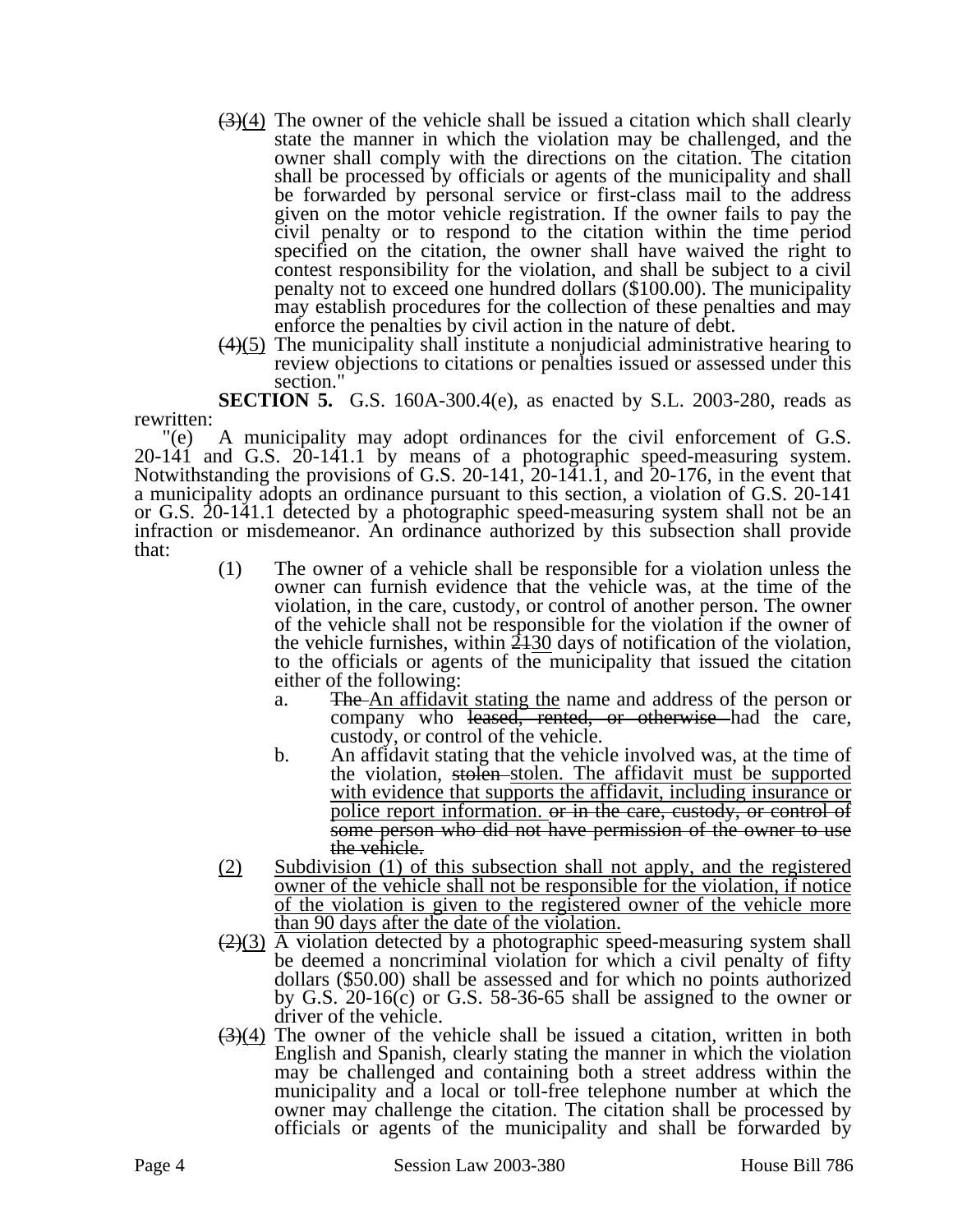~~(3)~~(4) The owner of the vehicle shall be issued a citation which shall clearly state the manner in which the violation may be challenged, and the owner shall comply with the directions on the citation. The citation shall be processed by officials or agents of the municipality and shall be forwarded by personal service or first-class mail to the address given on the motor vehicle registration. If the owner fails to pay the civil penalty or to respond to the citation within the time period specified on the citation, the owner shall have waived the right to contest responsibility for the violation, and shall be subject to a civil penalty not to exceed one hundred dollars ($100.00). The municipality may establish procedures for the collection of these penalties and may enforce the penalties by civil action in the nature of debt.

~~(4)~~(5) The municipality shall institute a nonjudicial administrative hearing to review objections to citations or penalties issued or assessed under this section."

**SECTION 5.** G.S. 160A-300.4(e), as enacted by S.L. 2003-280, reads as rewritten:

"(e) A municipality may adopt ordinances for the civil enforcement of G.S. 20-141 and G.S. 20-141.1 by means of a photographic speed-measuring system. Notwithstanding the provisions of G.S. 20-141, 20-141.1, and 20-176, in the event that a municipality adopts an ordinance pursuant to this section, a violation of G.S. 20-141 or G.S. 20-141.1 detected by a photographic speed-measuring system shall not be an infraction or misdemeanor. An ordinance authorized by this subsection shall provide that:

(1) The owner of a vehicle shall be responsible for a violation unless the owner can furnish evidence that the vehicle was, at the time of the violation, in the care, custody, or control of another person. The owner of the vehicle shall not be responsible for the violation if the owner of the vehicle furnishes, within ~~21~~30 days of notification of the violation, to the officials or agents of the municipality that issued the citation either of the following:

a. ~~The~~ An affidavit stating the name and address of the person or company who ~~leased, rented, or otherwise~~ had the care, custody, or control of the vehicle.

b. An affidavit stating that the vehicle involved was, at the time of the violation, ~~stolen~~ stolen. The affidavit must be supported with evidence that supports the affidavit, including insurance or police report information. ~~or in the care, custody, or control of some person who did not have permission of the owner to use the vehicle.~~

(2) Subdivision (1) of this subsection shall not apply, and the registered owner of the vehicle shall not be responsible for the violation, if notice of the violation is given to the registered owner of the vehicle more than 90 days after the date of the violation.

~~(2)~~(3) A violation detected by a photographic speed-measuring system shall be deemed a noncriminal violation for which a civil penalty of fifty dollars ($50.00) shall be assessed and for which no points authorized by G.S. 20-16(c) or G.S. 58-36-65 shall be assigned to the owner or driver of the vehicle.

~~(3)~~(4) The owner of the vehicle shall be issued a citation, written in both English and Spanish, clearly stating the manner in which the violation may be challenged and containing both a street address within the municipality and a local or toll-free telephone number at which the owner may challenge the citation. The citation shall be processed by officials or agents of the municipality and shall be forwarded by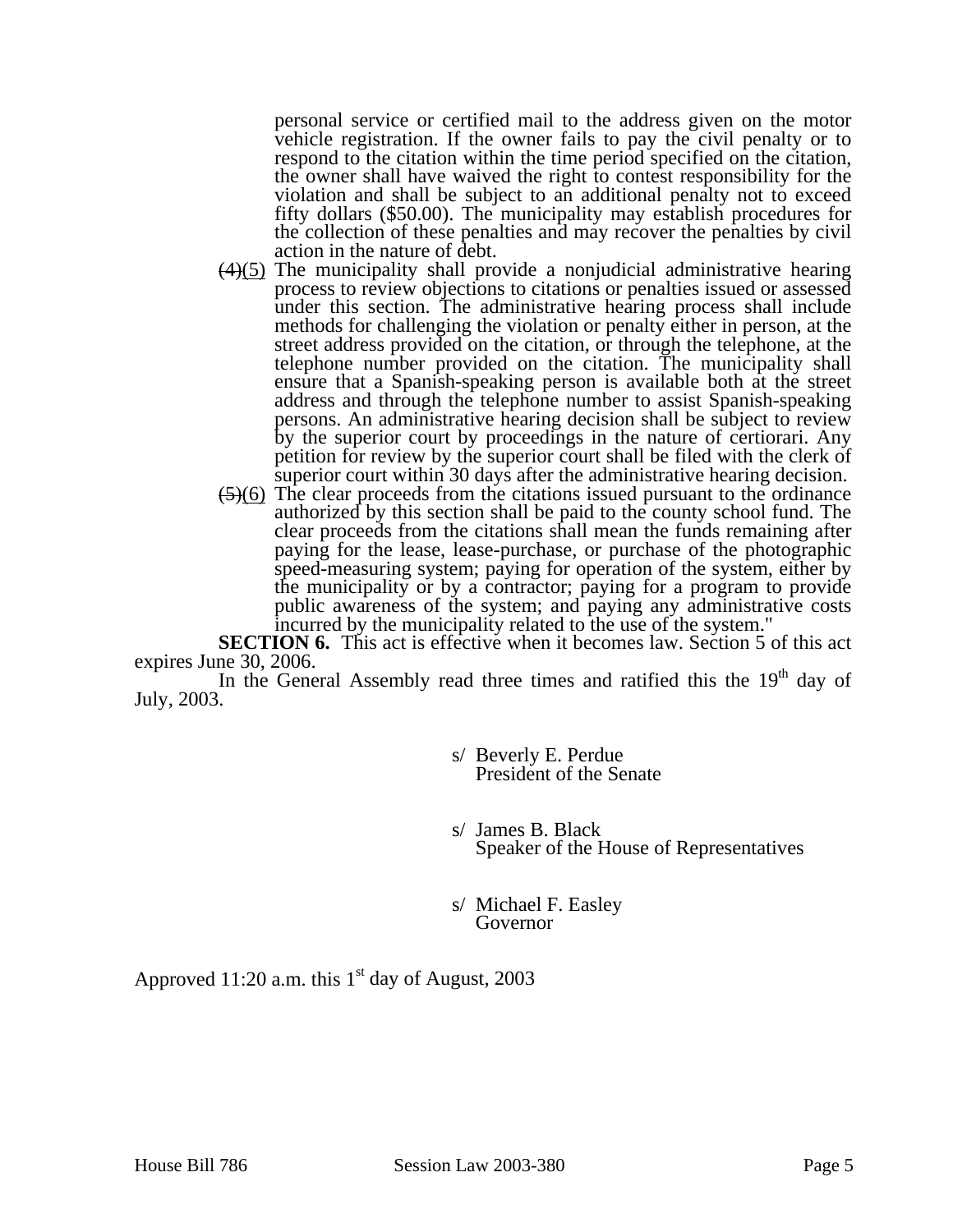personal service or certified mail to the address given on the motor vehicle registration. If the owner fails to pay the civil penalty or to respond to the citation within the time period specified on the citation, the owner shall have waived the right to contest responsibility for the violation and shall be subject to an additional penalty not to exceed fifty dollars ($50.00). The municipality may establish procedures for the collection of these penalties and may recover the penalties by civil action in the nature of debt.

~~(4)~~(5) The municipality shall provide a nonjudicial administrative hearing process to review objections to citations or penalties issued or assessed under this section. The administrative hearing process shall include methods for challenging the violation or penalty either in person, at the street address provided on the citation, or through the telephone, at the telephone number provided on the citation. The municipality shall ensure that a Spanish-speaking person is available both at the street address and through the telephone number to assist Spanish-speaking persons. An administrative hearing decision shall be subject to review by the superior court by proceedings in the nature of certiorari. Any petition for review by the superior court shall be filed with the clerk of superior court within 30 days after the administrative hearing decision.

~~(5)~~(6) The clear proceeds from the citations issued pursuant to the ordinance authorized by this section shall be paid to the county school fund. The clear proceeds from the citations shall mean the funds remaining after paying for the lease, lease-purchase, or purchase of the photographic speed-measuring system; paying for operation of the system, either by the municipality or by a contractor; paying for a program to provide public awareness of the system; and paying any administrative costs incurred by the municipality related to the use of the system."

**SECTION 6.** This act is effective when it becomes law. Section 5 of this act expires June 30, 2006.

In the General Assembly read three times and ratified this the 19th day of July, 2003.

s/ Beverly E. Perdue
President of the Senate

s/ James B. Black
Speaker of the House of Representatives

s/ Michael F. Easley
Governor

Approved 11:20 a.m. this 1st day of August, 2003